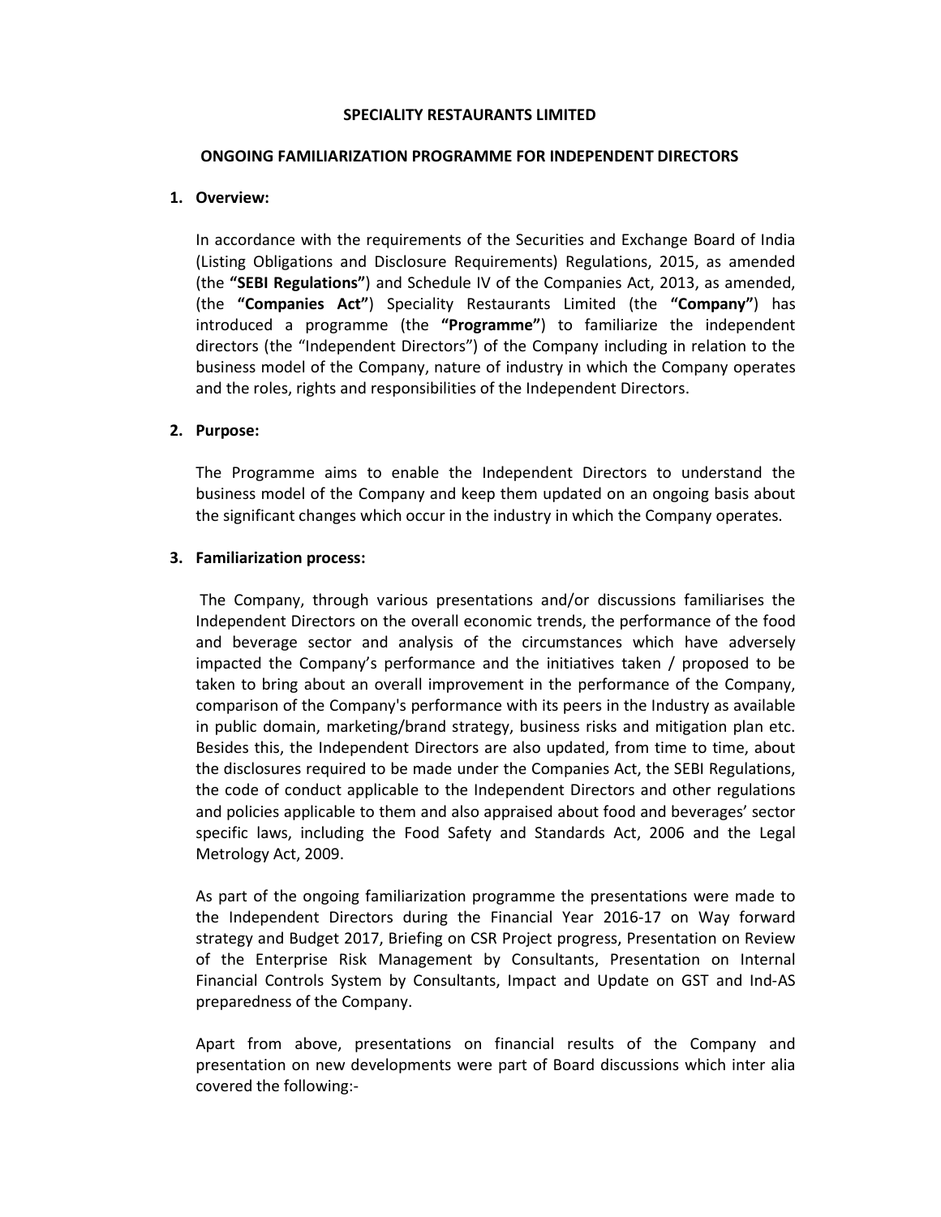# SPECIALITY RESTAURANTS LIMITED

## ONGOING FAMILIARIZATION PROGRAMME FOR INDEPENDENT DIRECTORS

1. **Overview:**

   In accordance with the requirements of the Securities and Exchange Board of India (Listing Obligations and Disclosure Requirements) Regulations, 2015, as amended (the **"SEBI Regulations"**) and Schedule IV of the Companies Act, 2013, as amended, (the **"Companies Act"**) Speciality Restaurants Limited (the **"Company"**) has introduced a programme (the **"Programme"**) to familiarize the independent directors (the "Independent Directors") of the Company including in relation to the business model of the Company, nature of industry in which the Company operates and the roles, rights and responsibilities of the Independent Directors.

2. **Purpose:**

   The Programme aims to enable the Independent Directors to understand the business model of the Company and keep them updated on an ongoing basis about the significant changes which occur in the industry in which the Company operates.

3. **Familiarization process:**

   The Company, through various presentations and/or discussions familiarises the Independent Directors on the overall economic trends, the performance of the food and beverage sector and analysis of the circumstances which have adversely impacted the Company's performance and the initiatives taken / proposed to be taken to bring about an overall improvement in the performance of the Company, comparison of the Company's performance with its peers in the Industry as available in public domain, marketing/brand strategy, business risks and mitigation plan etc. Besides this, the Independent Directors are also updated, from time to time, about the disclosures required to be made under the Companies Act, the SEBI Regulations, the code of conduct applicable to the Independent Directors and other regulations and policies applicable to them and also appraised about food and beverages' sector specific laws, including the Food Safety and Standards Act, 2006 and the Legal Metrology Act, 2009.

   As part of the ongoing familiarization programme the presentations were made to the Independent Directors during the Financial Year 2016-17 on Way forward strategy and Budget 2017, Briefing on CSR Project progress, Presentation on Review of the Enterprise Risk Management by Consultants, Presentation on Internal Financial Controls System by Consultants, Impact and Update on GST and Ind-AS preparedness of the Company.

   Apart from above, presentations on financial results of the Company and presentation on new developments were part of Board discussions which inter alia covered the following:-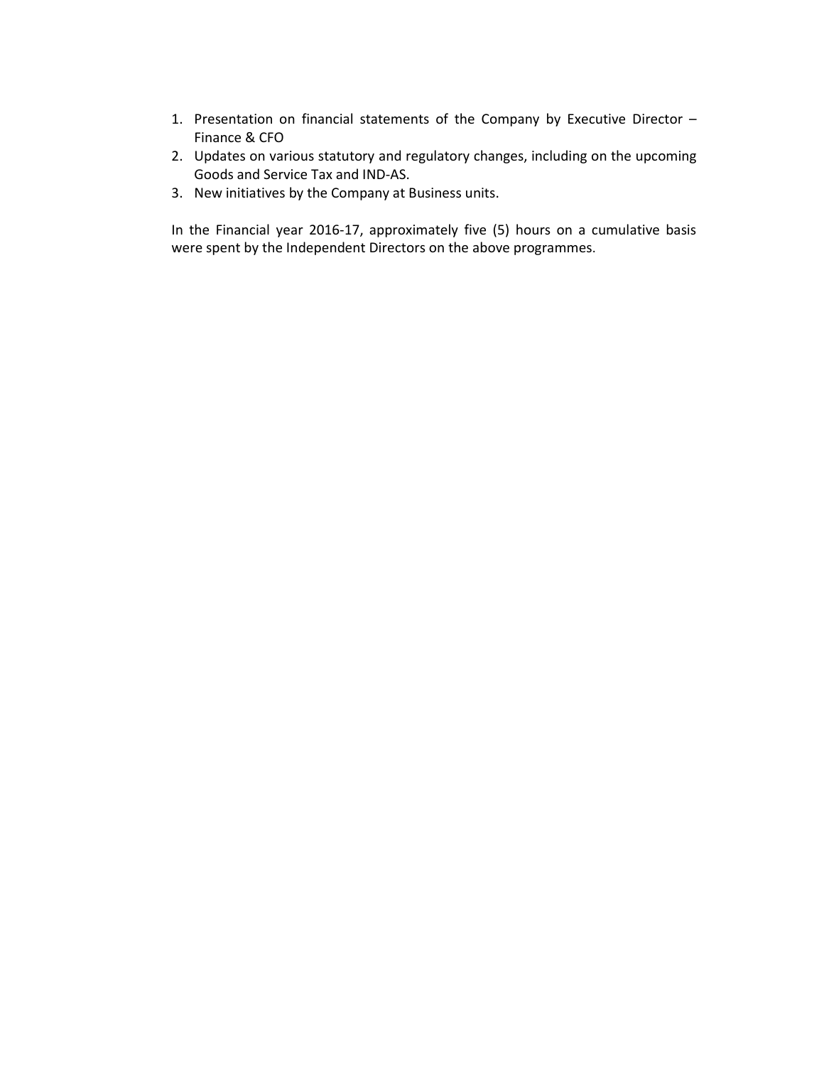1. Presentation on financial statements of the Company by Executive Director – Finance & CFO
2. Updates on various statutory and regulatory changes, including on the upcoming Goods and Service Tax and IND-AS.
3. New initiatives by the Company at Business units.

In the Financial year 2016-17, approximately five (5) hours on a cumulative basis were spent by the Independent Directors on the above programmes.